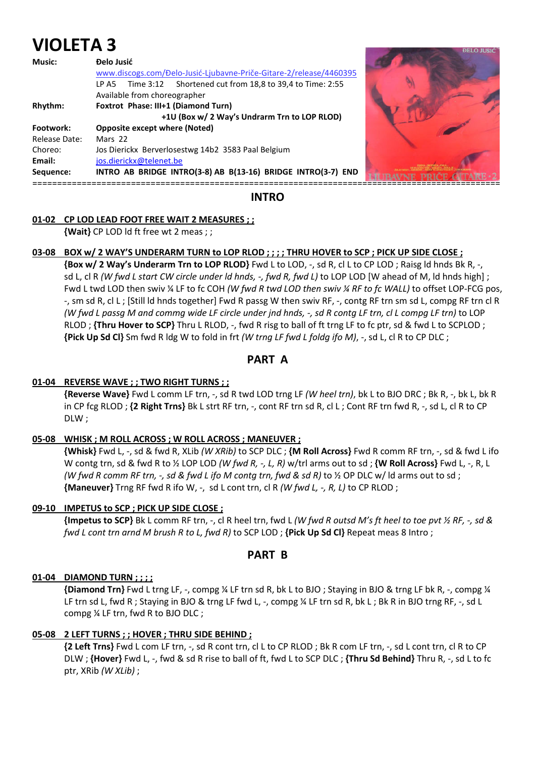# VIOLETA 3

| | |
|---|---|
| **Music:** | **Đelo Jusić** |
| | www.discogs.com/Đelo-Jusić-Ljubavne-Priče-Gitare-2/release/4460395 |
| | LP A5 Time 3:12 Shortened cut from 18,8 to 39,4 to Time: 2:55 |
| | Available from choreographer |
| **Rhythm:** | **Foxtrot Phase: III+1 (Diamond Turn)** |
| | **+1U (Box w/ 2 Way's Undrarm Trn to LOP RLOD)** |
| **Footwork:** | **Opposite except where (Noted)** |
| Release Date: | Mars 22 |
| Choreo: | Jos Dierickx Berverlosestwg 14b2 3583 Paal Belgium |
| **Email:** | jos.dierickx@telenet.be |
| **Sequence:** | **INTRO AB BRIDGE INTRO(3-8) AB B(13-16) BRIDGE INTRO(3-7) END** |

## INTRO

**01-02 CP LOD LEAD FOOT FREE WAIT 2 MEASURES ; ;**

**{Wait}** CP LOD ld ft free wt 2 meas ; ;

**03-08 BOX w/ 2 WAY'S UNDERARM TURN to LOP RLOD ; ; ; ; THRU HOVER to SCP ; PICK UP SIDE CLOSE ;**

**{Box w/ 2 Way's Underarm Trn to LOP RLOD}** Fwd L to LOD, -, sd R, cl L to CP LOD ; Raisg ld hnds Bk R, -, sd L, cl R *(W fwd L start CW circle under ld hnds, -, fwd R, fwd L)* to LOP LOD [W ahead of M, ld hnds high] ; Fwd L twd LOD then swiv ¼ LF to fc COH *(W fwd R twd LOD then swiv ¼ RF to fc WALL)* to offset LOP-FCG pos, -, sm sd R, cl L ; [Still ld hnds together] Fwd R passg W then swiv RF, -, contg RF trn sm sd L, compg RF trn cl R *(W fwd L passg M and commg wide LF circle under jnd hnds, -, sd R contg LF trn, cl L compg LF trn)* to LOP RLOD ; **{Thru Hover to SCP}** Thru L RLOD, -, fwd R risg to ball of ft trng LF to fc ptr, sd & fwd L to SCPLOD ; **{Pick Up Sd Cl}** Sm fwd R ldg W to fold in frt *(W trng LF fwd L foldg ifo M)*, -, sd L, cl R to CP DLC ;

## PART A

**01-04 REVERSE WAVE ; ; TWO RIGHT TURNS ; ;**

**{Reverse Wave}** Fwd L comm LF trn, -, sd R twd LOD trng LF *(W heel trn)*, bk L to BJO DRC ; Bk R, -, bk L, bk R in CP fcg RLOD ; **{2 Right Trns}** Bk L strt RF trn, -, cont RF trn sd R, cl L ; Cont RF trn fwd R, -, sd L, cl R to CP DLW ;

**05-08 WHISK ; M ROLL ACROSS ; W ROLL ACROSS ; MANEUVER ;**

**{Whisk}** Fwd L, -, sd & fwd R, XLib *(W XRib)* to SCP DLC ; **{M Roll Across}** Fwd R comm RF trn, -, sd & fwd L ifo W contg trn, sd & fwd R to ½ LOP LOD *(W fwd R, -, L, R)* w/trl arms out to sd ; **{W Roll Across}** Fwd L, -, R, L *(W fwd R comm RF trn, -, sd & fwd L ifo M contg trn, fwd & sd R)* to ½ OP DLC w/ ld arms out to sd ; **{Maneuver}** Trng RF fwd R ifo W, -, sd L cont trn, cl R *(W fwd L, -, R, L)* to CP RLOD ;

**09-10 IMPETUS to SCP ; PICK UP SIDE CLOSE ;**

**{Impetus to SCP}** Bk L comm RF trn, -, cl R heel trn, fwd L *(W fwd R outsd M's ft heel to toe pvt ½ RF, -, sd & fwd L cont trn arnd M brush R to L, fwd R)* to SCP LOD ; **{Pick Up Sd Cl}** Repeat meas 8 Intro ;

## PART B

**01-04 DIAMOND TURN ; ; ; ;**

**{Diamond Trn}** Fwd L trng LF, -, compg ¼ LF trn sd R, bk L to BJO ; Staying in BJO & trng LF bk R, -, compg ¼ LF trn sd L, fwd R ; Staying in BJO & trng LF fwd L, -, compg ¼ LF trn sd R, bk L ; Bk R in BJO trng RF, -, sd L compg ¼ LF trn, fwd R to BJO DLC ;

**05-08 2 LEFT TURNS ; ; HOVER ; THRU SIDE BEHIND ;**

**{2 Left Trns}** Fwd L com LF trn, -, sd R cont trn, cl L to CP RLOD ; Bk R com LF trn, -, sd L cont trn, cl R to CP DLW ; **{Hover}** Fwd L, -, fwd & sd R rise to ball of ft, fwd L to SCP DLC ; **{Thru Sd Behind}** Thru R, -, sd L to fc ptr, XRib *(W XLib)* ;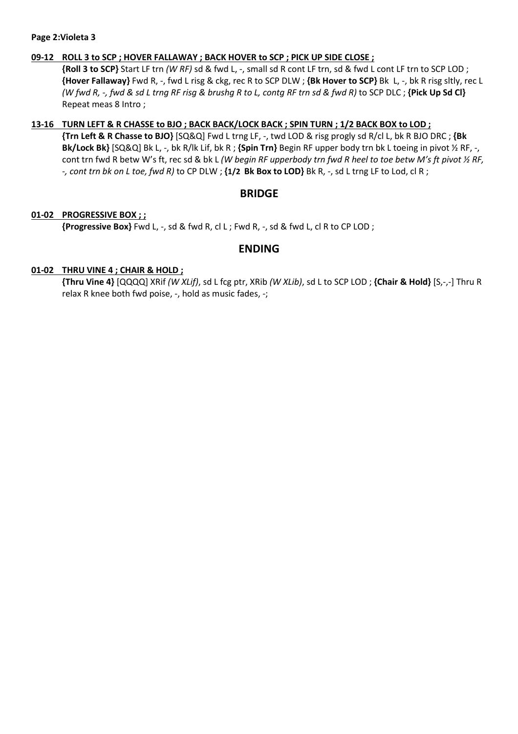**Page 2:Violeta 3**

**09-12 ROLL 3 to SCP ; HOVER FALLAWAY ; BACK HOVER to SCP ; PICK UP SIDE CLOSE ;**

**{Roll 3 to SCP}** Start LF trn *(W RF)* sd & fwd L, -, small sd R cont LF trn, sd & fwd L cont LF trn to SCP LOD ; **{Hover Fallaway}** Fwd R, -, fwd L risg & ckg, rec R to SCP DLW ; **{Bk Hover to SCP}** Bk L, -, bk R risg sltly, rec L *(W fwd R, -, fwd & sd L trng RF risg & brushg R to L, contg RF trn sd & fwd R)* to SCP DLC ; **{Pick Up Sd Cl}** Repeat meas 8 Intro ;

**13-16 TURN LEFT & R CHASSE to BJO ; BACK BACK/LOCK BACK ; SPIN TURN ; 1/2 BACK BOX to LOD ;**

**{Trn Left & R Chasse to BJO}** [SQ&Q] Fwd L trng LF, -, twd LOD & risg progly sd R/cl L, bk R BJO DRC ; **{Bk Bk/Lock Bk}** [SQ&Q] Bk L, -, bk R/lk Lif, bk R ; **{Spin Trn}** Begin RF upper body trn bk L toeing in pivot ½ RF, -, cont trn fwd R betw W's ft, rec sd & bk L *(W begin RF upperbody trn fwd R heel to toe betw M's ft pivot ½ RF, -, cont trn bk on L toe, fwd R)* to CP DLW ; **{1/2 Bk Box to LOD}** Bk R, -, sd L trng LF to Lod, cl R ;

## BRIDGE

**01-02 PROGRESSIVE BOX ; ;**

**{Progressive Box}** Fwd L, -, sd & fwd R, cl L ; Fwd R, -, sd & fwd L, cl R to CP LOD ;

## ENDING

**01-02 THRU VINE 4 ; CHAIR & HOLD ;**

**{Thru Vine 4}** [QQQQ] XRif *(W XLif)*, sd L fcg ptr, XRib *(W XLib)*, sd L to SCP LOD ; **{Chair & Hold}** [S,-,-] Thru R relax R knee both fwd poise, -, hold as music fades, -;